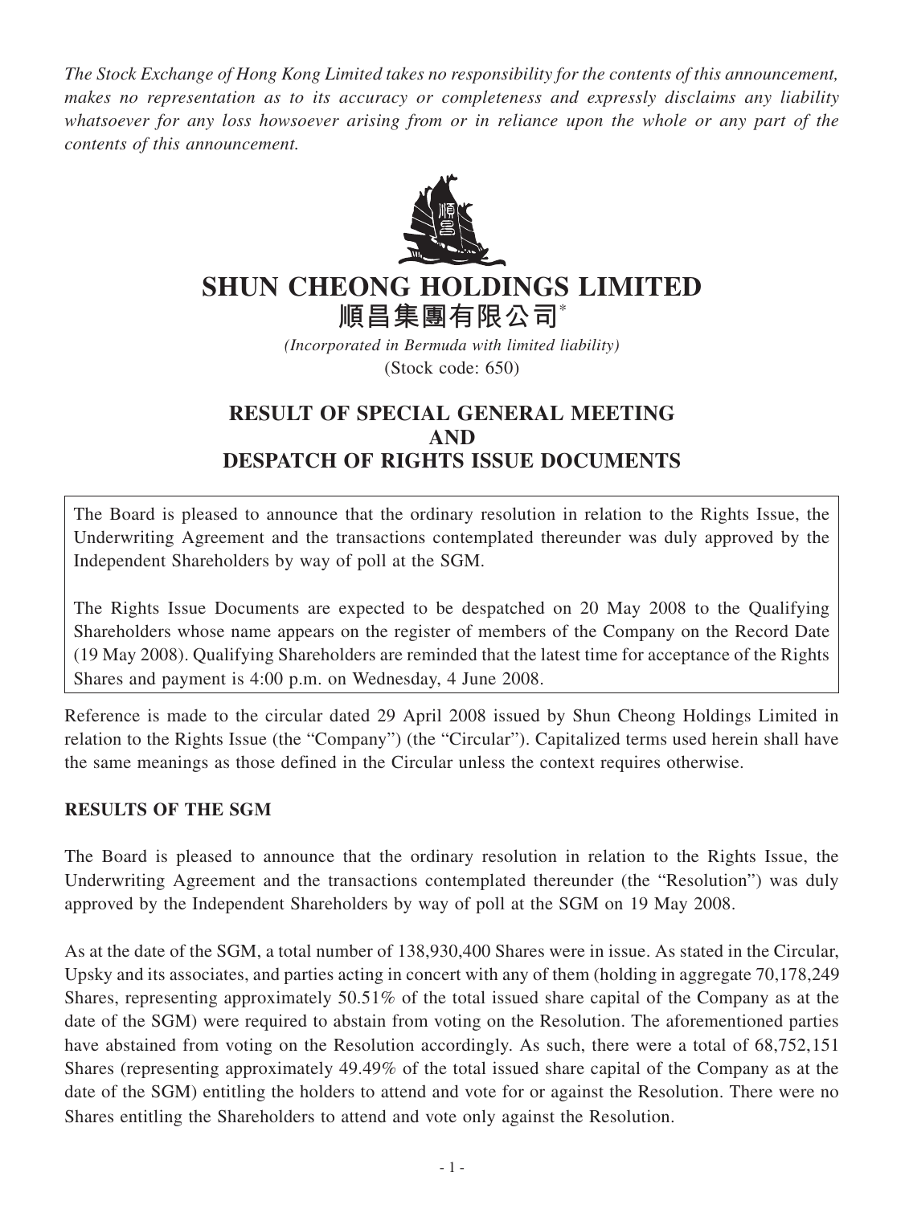*The Stock Exchange of Hong Kong Limited takes no responsibility for the contents of this announcement, makes no representation as to its accuracy or completeness and expressly disclaims any liability whatsoever for any loss howsoever arising from or in reliance upon the whole or any part of the contents of this announcement.*

# SHUN CHEONG HOLDINGS LIMITED
# 順昌集團有限公司*

*(Incorporated in Bermuda with limited liability)*
(Stock code: 650)

## RESULT OF SPECIAL GENERAL MEETING AND DESPATCH OF RIGHTS ISSUE DOCUMENTS

The Board is pleased to announce that the ordinary resolution in relation to the Rights Issue, the Underwriting Agreement and the transactions contemplated thereunder was duly approved by the Independent Shareholders by way of poll at the SGM.

The Rights Issue Documents are expected to be despatched on 20 May 2008 to the Qualifying Shareholders whose name appears on the register of members of the Company on the Record Date (19 May 2008). Qualifying Shareholders are reminded that the latest time for acceptance of the Rights Shares and payment is 4:00 p.m. on Wednesday, 4 June 2008.

Reference is made to the circular dated 29 April 2008 issued by Shun Cheong Holdings Limited in relation to the Rights Issue (the "Company") (the "Circular"). Capitalized terms used herein shall have the same meanings as those defined in the Circular unless the context requires otherwise.

**RESULTS OF THE SGM**

The Board is pleased to announce that the ordinary resolution in relation to the Rights Issue, the Underwriting Agreement and the transactions contemplated thereunder (the "Resolution") was duly approved by the Independent Shareholders by way of poll at the SGM on 19 May 2008.

As at the date of the SGM, a total number of 138,930,400 Shares were in issue. As stated in the Circular, Upsky and its associates, and parties acting in concert with any of them (holding in aggregate 70,178,249 Shares, representing approximately 50.51% of the total issued share capital of the Company as at the date of the SGM) were required to abstain from voting on the Resolution. The aforementioned parties have abstained from voting on the Resolution accordingly. As such, there were a total of 68,752,151 Shares (representing approximately 49.49% of the total issued share capital of the Company as at the date of the SGM) entitling the holders to attend and vote for or against the Resolution. There were no Shares entitling the Shareholders to attend and vote only against the Resolution.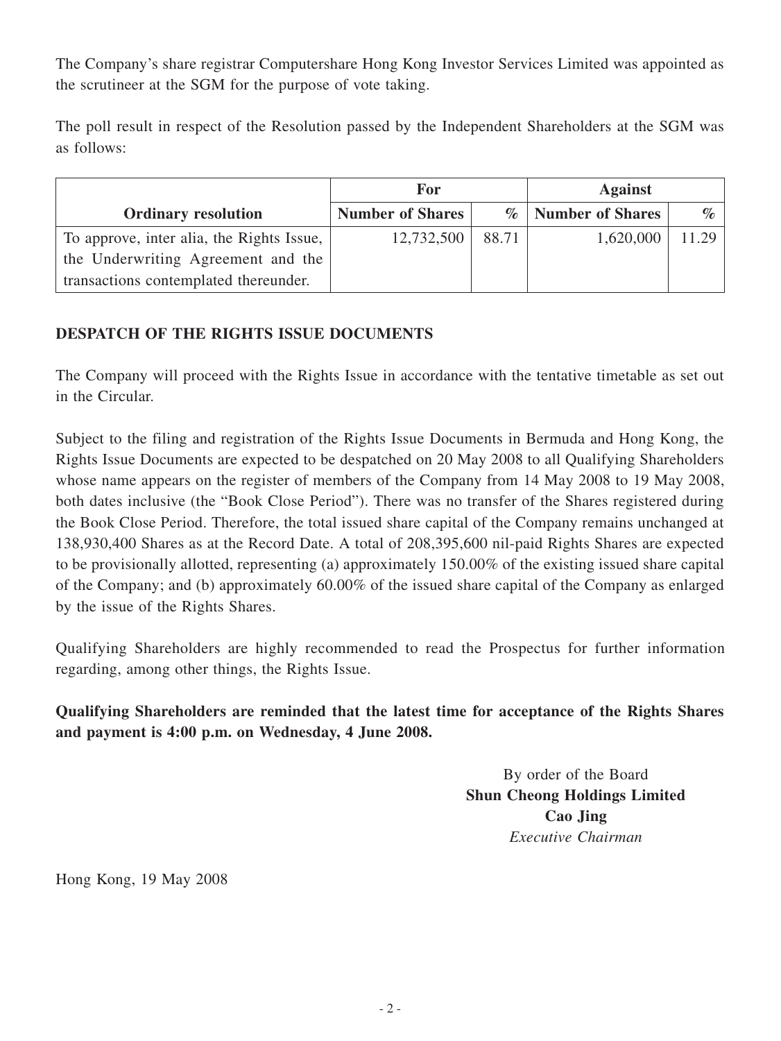The Company's share registrar Computershare Hong Kong Investor Services Limited was appointed as the scrutineer at the SGM for the purpose of vote taking.

The poll result in respect of the Resolution passed by the Independent Shareholders at the SGM was as follows:

| | For | | Against | |
|---|---|---|---|---|
| **Ordinary resolution** | **Number of Shares** | **%** | **Number of Shares** | **%** |
| To approve, inter alia, the Rights Issue, the Underwriting Agreement and the transactions contemplated thereunder. | 12,732,500 | 88.71 | 1,620,000 | 11.29 |

**DESPATCH OF THE RIGHTS ISSUE DOCUMENTS**

The Company will proceed with the Rights Issue in accordance with the tentative timetable as set out in the Circular.

Subject to the filing and registration of the Rights Issue Documents in Bermuda and Hong Kong, the Rights Issue Documents are expected to be despatched on 20 May 2008 to all Qualifying Shareholders whose name appears on the register of members of the Company from 14 May 2008 to 19 May 2008, both dates inclusive (the "Book Close Period"). There was no transfer of the Shares registered during the Book Close Period. Therefore, the total issued share capital of the Company remains unchanged at 138,930,400 Shares as at the Record Date. A total of 208,395,600 nil-paid Rights Shares are expected to be provisionally allotted, representing (a) approximately 150.00% of the existing issued share capital of the Company; and (b) approximately 60.00% of the issued share capital of the Company as enlarged by the issue of the Rights Shares.

Qualifying Shareholders are highly recommended to read the Prospectus for further information regarding, among other things, the Rights Issue.

**Qualifying Shareholders are reminded that the latest time for acceptance of the Rights Shares and payment is 4:00 p.m. on Wednesday, 4 June 2008.**

By order of the Board
**Shun Cheong Holdings Limited**
**Cao Jing**
*Executive Chairman*

Hong Kong, 19 May 2008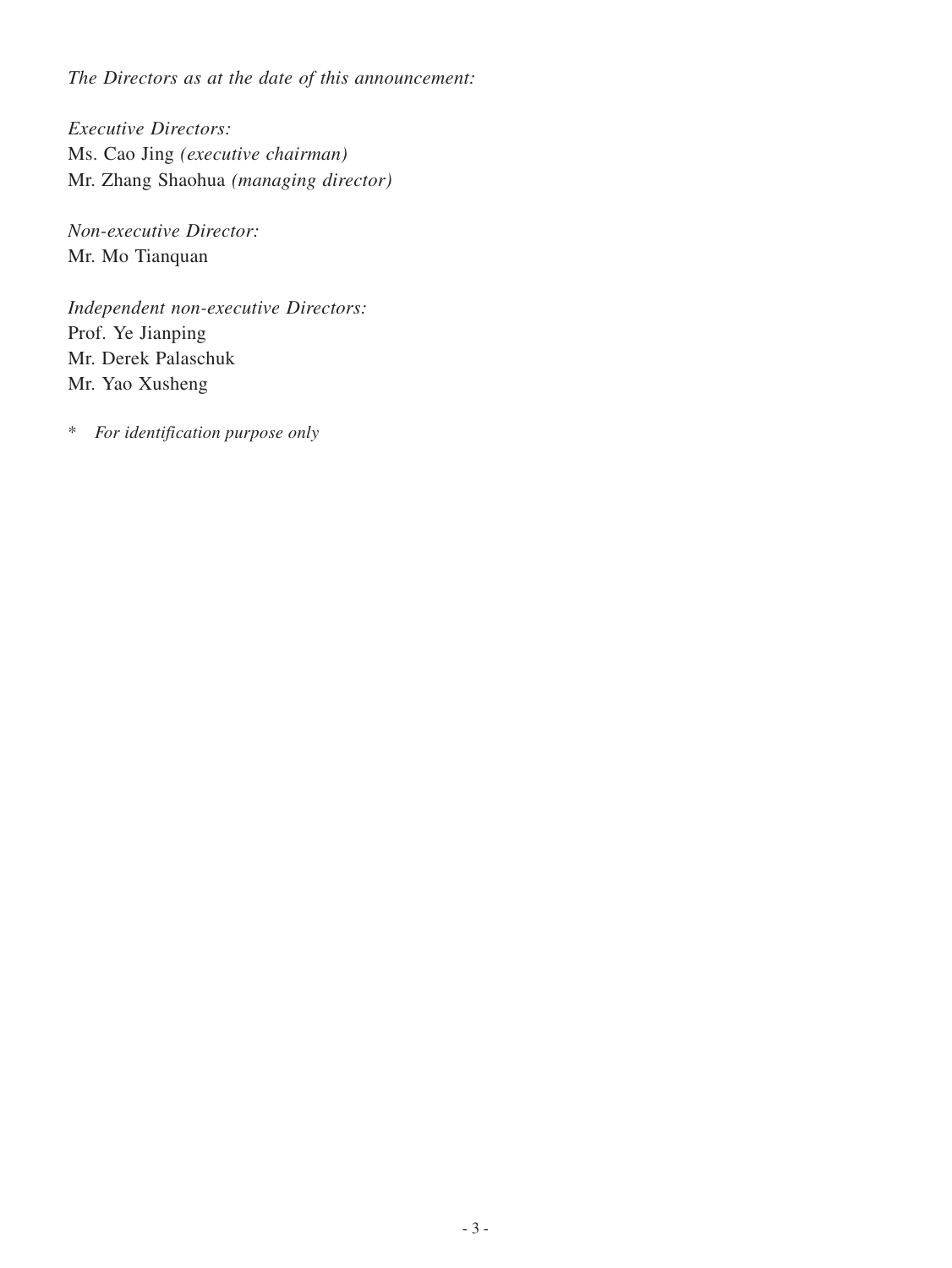*The Directors as at the date of this announcement:*

*Executive Directors:*
Ms. Cao Jing *(executive chairman)*
Mr. Zhang Shaohua *(managing director)*

*Non-executive Director:*
Mr. Mo Tianquan

*Independent non-executive Directors:*
Prof. Ye Jianping
Mr. Derek Palaschuk
Mr. Yao Xusheng

\* *For identification purpose only*